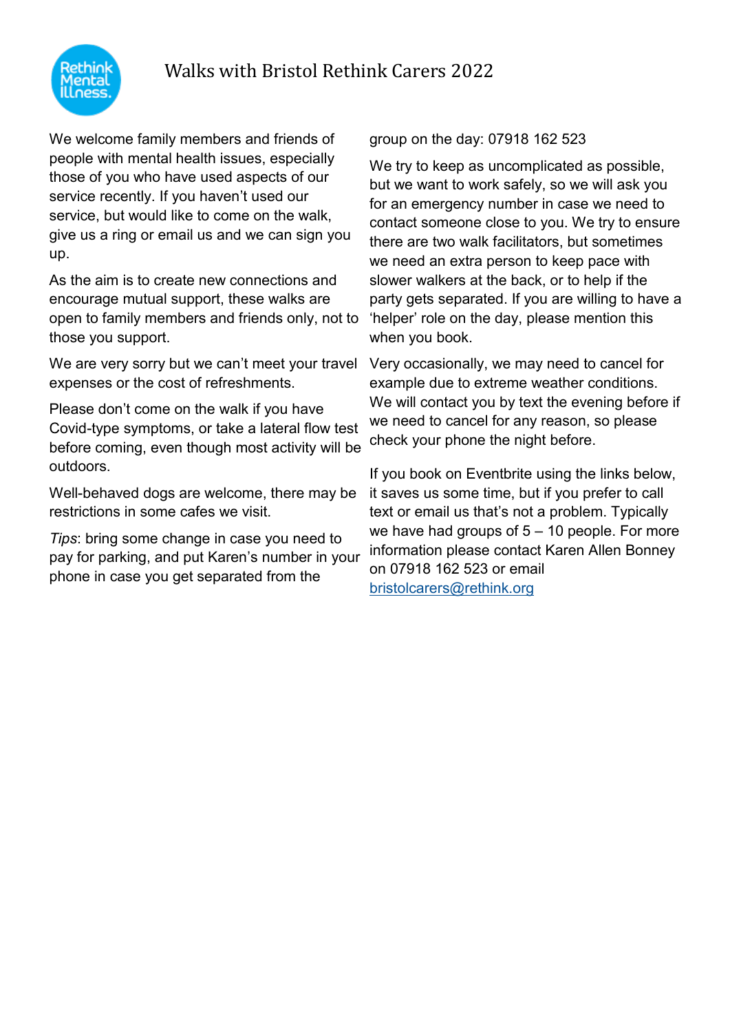# Walks with Bristol Rethink Carers 2022

We welcome family members and friends of people with mental health issues, especially those of you who have used aspects of our service recently. If you haven't used our service, but would like to come on the walk, give us a ring or email us and we can sign you up.

As the aim is to create new connections and encourage mutual support, these walks are open to family members and friends only, not to those you support.

We are very sorry but we can't meet your travel expenses or the cost of refreshments.

Please don't come on the walk if you have Covid-type symptoms, or take a lateral flow test before coming, even though most activity will be outdoors.

Well-behaved dogs are welcome, there may be restrictions in some cafes we visit.

*Tips*: bring some change in case you need to pay for parking, and put Karen's number in your phone in case you get separated from the group on the day: 07918 162 523

We try to keep as uncomplicated as possible, but we want to work safely, so we will ask you for an emergency number in case we need to contact someone close to you. We try to ensure there are two walk facilitators, but sometimes we need an extra person to keep pace with slower walkers at the back, or to help if the party gets separated. If you are willing to have a 'helper' role on the day, please mention this when you book.

Very occasionally, we may need to cancel for example due to extreme weather conditions. We will contact you by text the evening before if we need to cancel for any reason, so please check your phone the night before.

If you book on Eventbrite using the links below, it saves us some time, but if you prefer to call text or email us that's not a problem. Typically we have had groups of 5 – 10 people. For more information please contact Karen Allen Bonney on 07918 162 523 or email [bristolcarers@rethink.org](mailto:bristolcarers@rethink.org)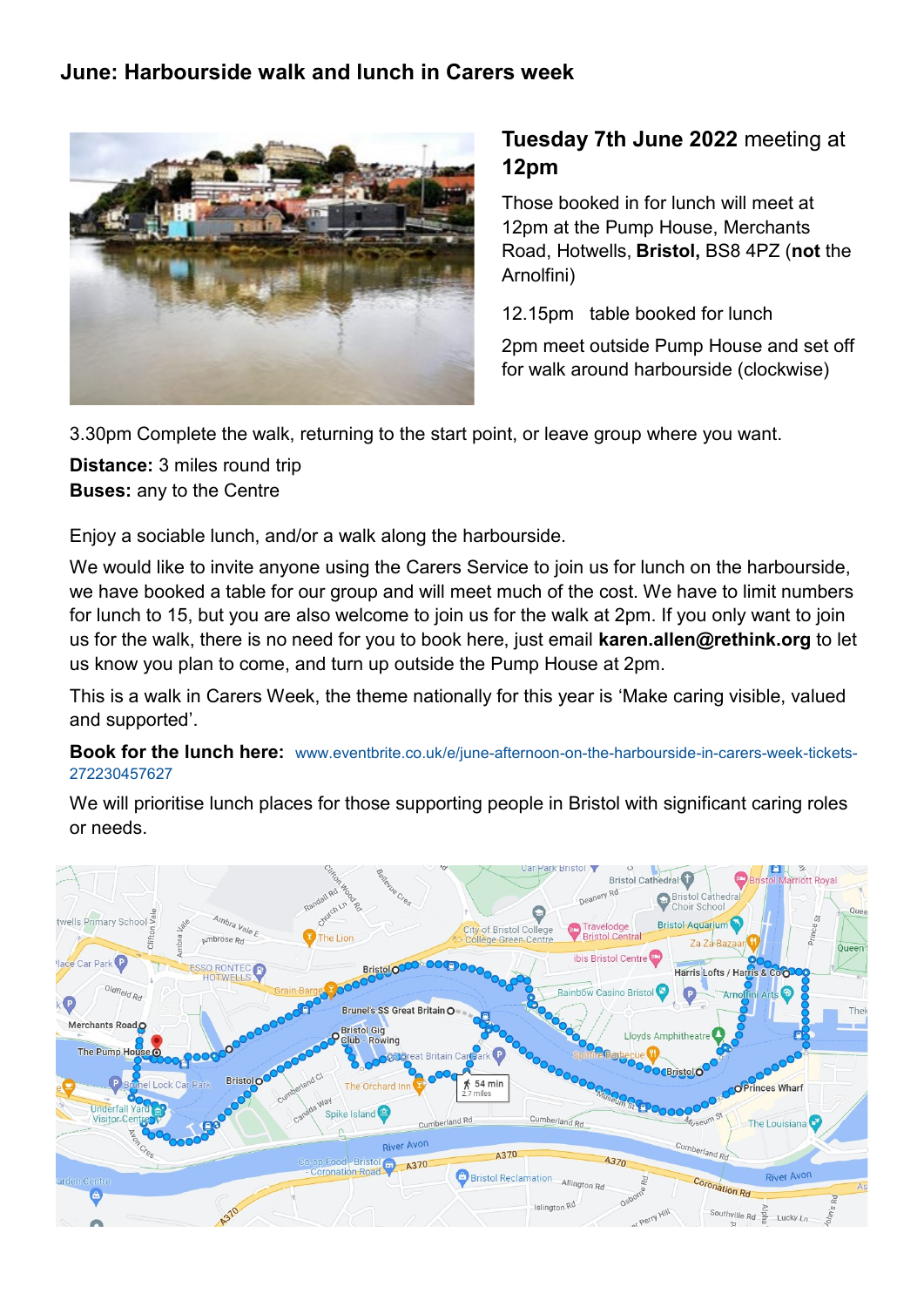## June: Harbourside walk and lunch in Carers week

**Tuesday 7th June 2022** meeting at **12pm**

Those booked in for lunch will meet at 12pm at the Pump House, Merchants Road, Hotwells, **Bristol,** BS8 4PZ (**not** the Arnolfini)

12.15pm table booked for lunch

2pm meet outside Pump House and set off for walk around harbourside (clockwise)

3.30pm Complete the walk, returning to the start point, or leave group where you want.

**Distance:** 3 miles round trip

**Buses:** any to the Centre

Enjoy a sociable lunch, and/or a walk along the harbourside.

We would like to invite anyone using the Carers Service to join us for lunch on the harbourside, we have booked a table for our group and will meet much of the cost. We have to limit numbers for lunch to 15, but you are also welcome to join us for the walk at 2pm. If you only want to join us for the walk, there is no need for you to book here, just email **karen.allen@rethink.org** to let us know you plan to come, and turn up outside the Pump House at 2pm.

This is a walk in Carers Week, the theme nationally for this year is 'Make caring visible, valued and supported'.

**Book for the lunch here:** www.eventbrite.co.uk/e/june-afternoon-on-the-harbourside-in-carers-week-tickets-272230457627

We will prioritise lunch places for those supporting people in Bristol with significant caring roles or needs.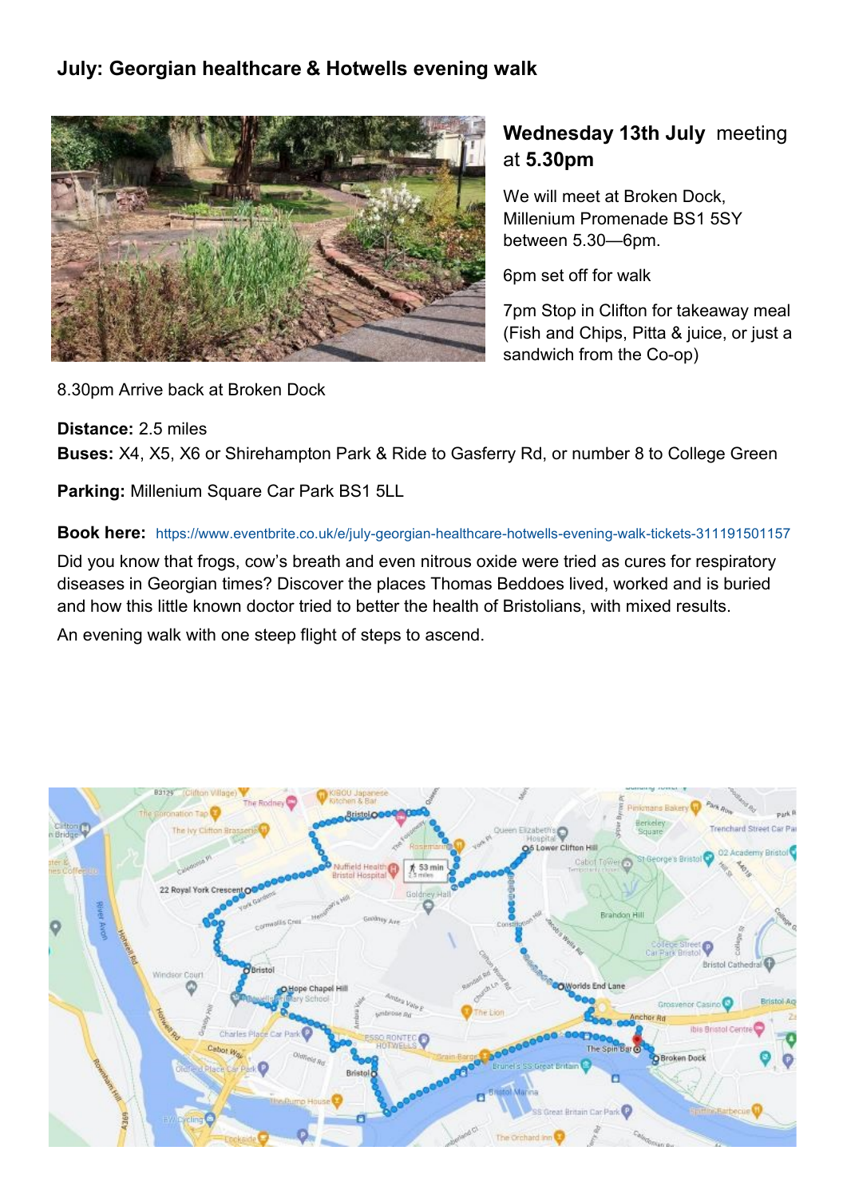## July: Georgian healthcare & Hotwells evening walk

**Wednesday 13th July** meeting at **5.30pm**

We will meet at Broken Dock, Millenium Promenade BS1 5SY between 5.30—6pm.

6pm set off for walk

7pm Stop in Clifton for takeaway meal (Fish and Chips, Pitta & juice, or just a sandwich from the Co-op)

8.30pm Arrive back at Broken Dock

**Distance:** 2.5 miles
**Buses:** X4, X5, X6 or Shirehampton Park & Ride to Gasferry Rd, or number 8 to College Green

**Parking:** Millenium Square Car Park BS1 5LL

**Book here:** https://www.eventbrite.co.uk/e/july-georgian-healthcare-hotwells-evening-walk-tickets-311191501157

Did you know that frogs, cow's breath and even nitrous oxide were tried as cures for respiratory diseases in Georgian times? Discover the places Thomas Beddoes lived, worked and is buried and how this little known doctor tried to better the health of Bristolians, with mixed results.

An evening walk with one steep flight of steps to ascend.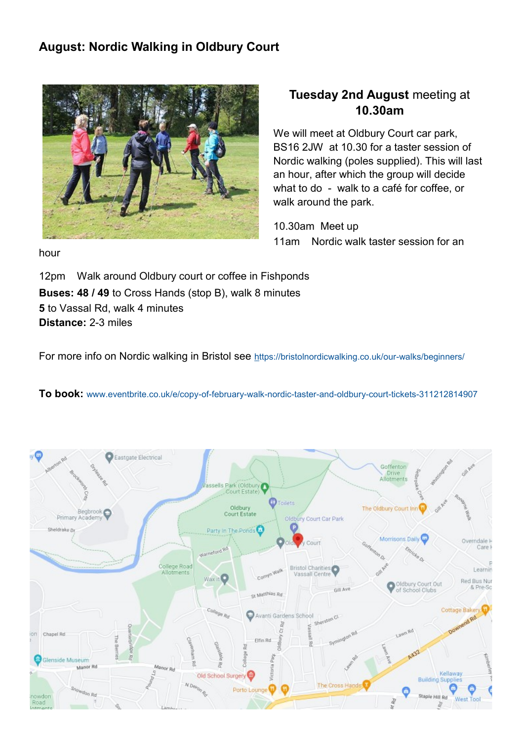## August: Nordic Walking in Oldbury Court

**Tuesday 2nd August** meeting at **10.30am**

We will meet at Oldbury Court car park, BS16 2JW at 10.30 for a taster session of Nordic walking (poles supplied). This will last an hour, after which the group will decide what to do - walk to a café for coffee, or walk around the park.

10.30am Meet up

11am Nordic walk taster session for an hour

12pm Walk around Oldbury court or coffee in Fishponds

**Buses: 48 / 49** to Cross Hands (stop B), walk 8 minutes

**5** to Vassal Rd, walk 4 minutes

**Distance:** 2-3 miles

For more info on Nordic walking in Bristol see https://bristolnordicwalking.co.uk/our-walks/beginners/

**To book:** www.eventbrite.co.uk/e/copy-of-february-walk-nordic-taster-and-oldbury-court-tickets-311212814907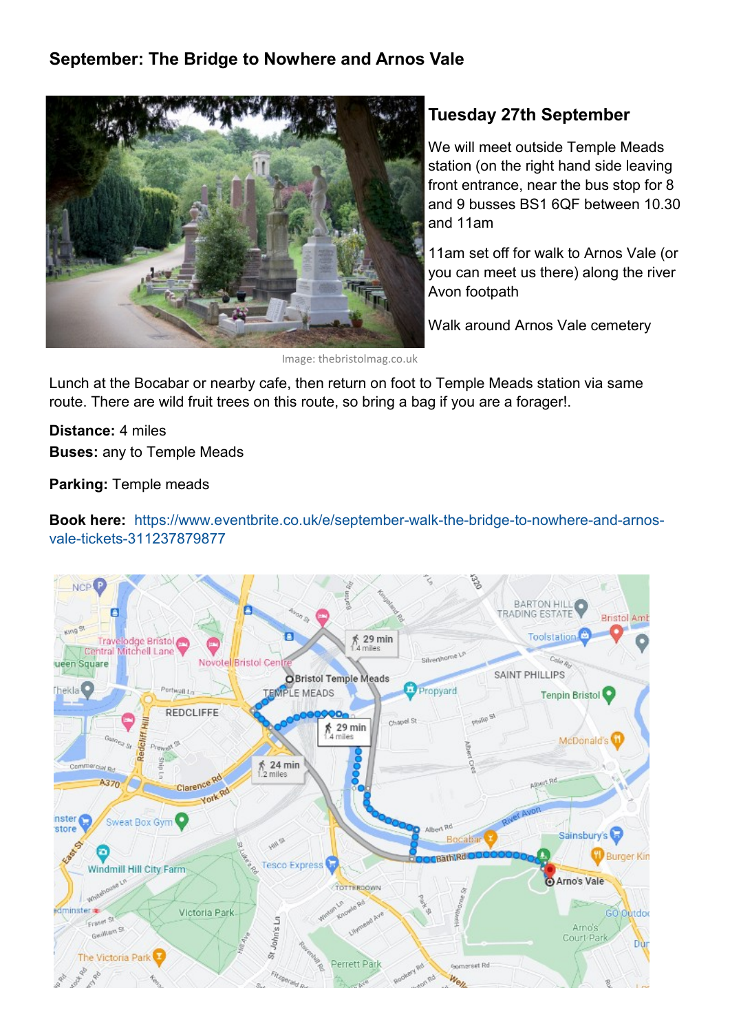## September: The Bridge to Nowhere and Arnos Vale

Image: thebristolmag.co.uk

### Tuesday 27th September

We will meet outside Temple Meads station (on the right hand side leaving front entrance, near the bus stop for 8 and 9 busses BS1 6QF between 10.30 and 11am

11am set off for walk to Arnos Vale (or you can meet us there) along the river Avon footpath

Walk around Arnos Vale cemetery

Lunch at the Bocabar or nearby cafe, then return on foot to Temple Meads station via same route. There are wild fruit trees on this route, so bring a bag if you are a forager!.

**Distance:** 4 miles

**Buses:** any to Temple Meads

**Parking:** Temple meads

**Book here:** https://www.eventbrite.co.uk/e/september-walk-the-bridge-to-nowhere-and-arnos-vale-tickets-311237879877